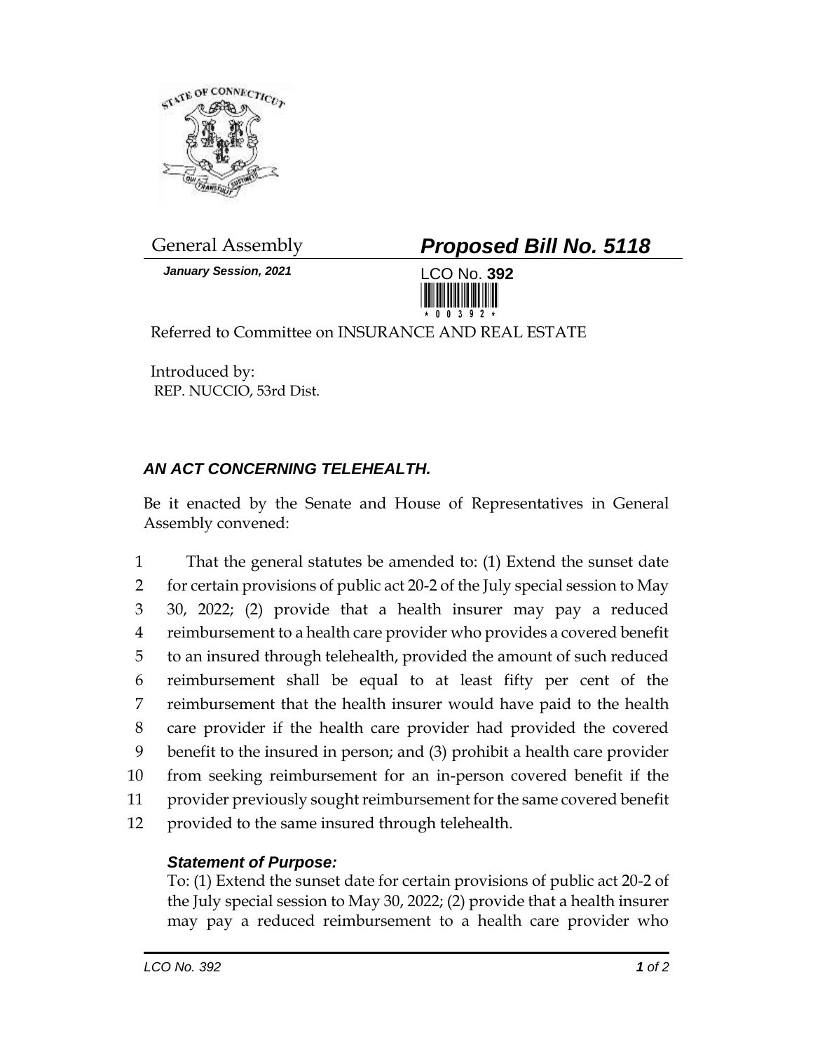General Assembly

***Proposed Bill No. 5118***

*January Session, 2021*

LCO No. **392**

Referred to Committee on INSURANCE AND REAL ESTATE

Introduced by:
REP. NUCCIO, 53rd Dist.

## *AN ACT CONCERNING TELEHEALTH.*

Be it enacted by the Senate and House of Representatives in General Assembly convened:

1 That the general statutes be amended to: (1) Extend the sunset date
2 for certain provisions of public act 20-2 of the July special session to May
3 30, 2022; (2) provide that a health insurer may pay a reduced
4 reimbursement to a health care provider who provides a covered benefit
5 to an insured through telehealth, provided the amount of such reduced
6 reimbursement shall be equal to at least fifty per cent of the
7 reimbursement that the health insurer would have paid to the health
8 care provider if the health care provider had provided the covered
9 benefit to the insured in person; and (3) prohibit a health care provider
10 from seeking reimbursement for an in-person covered benefit if the
11 provider previously sought reimbursement for the same covered benefit
12 provided to the same insured through telehealth.

***Statement of Purpose:***

To: (1) Extend the sunset date for certain provisions of public act 20-2 of the July special session to May 30, 2022; (2) provide that a health insurer may pay a reduced reimbursement to a health care provider who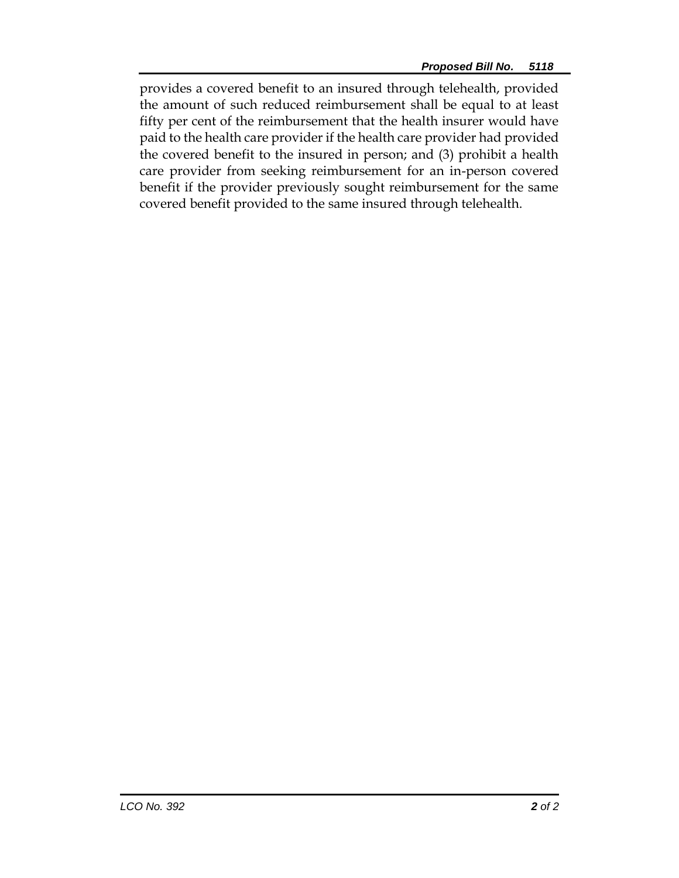provides a covered benefit to an insured through telehealth, provided the amount of such reduced reimbursement shall be equal to at least fifty per cent of the reimbursement that the health insurer would have paid to the health care provider if the health care provider had provided the covered benefit to the insured in person; and (3) prohibit a health care provider from seeking reimbursement for an in-person covered benefit if the provider previously sought reimbursement for the same covered benefit provided to the same insured through telehealth.